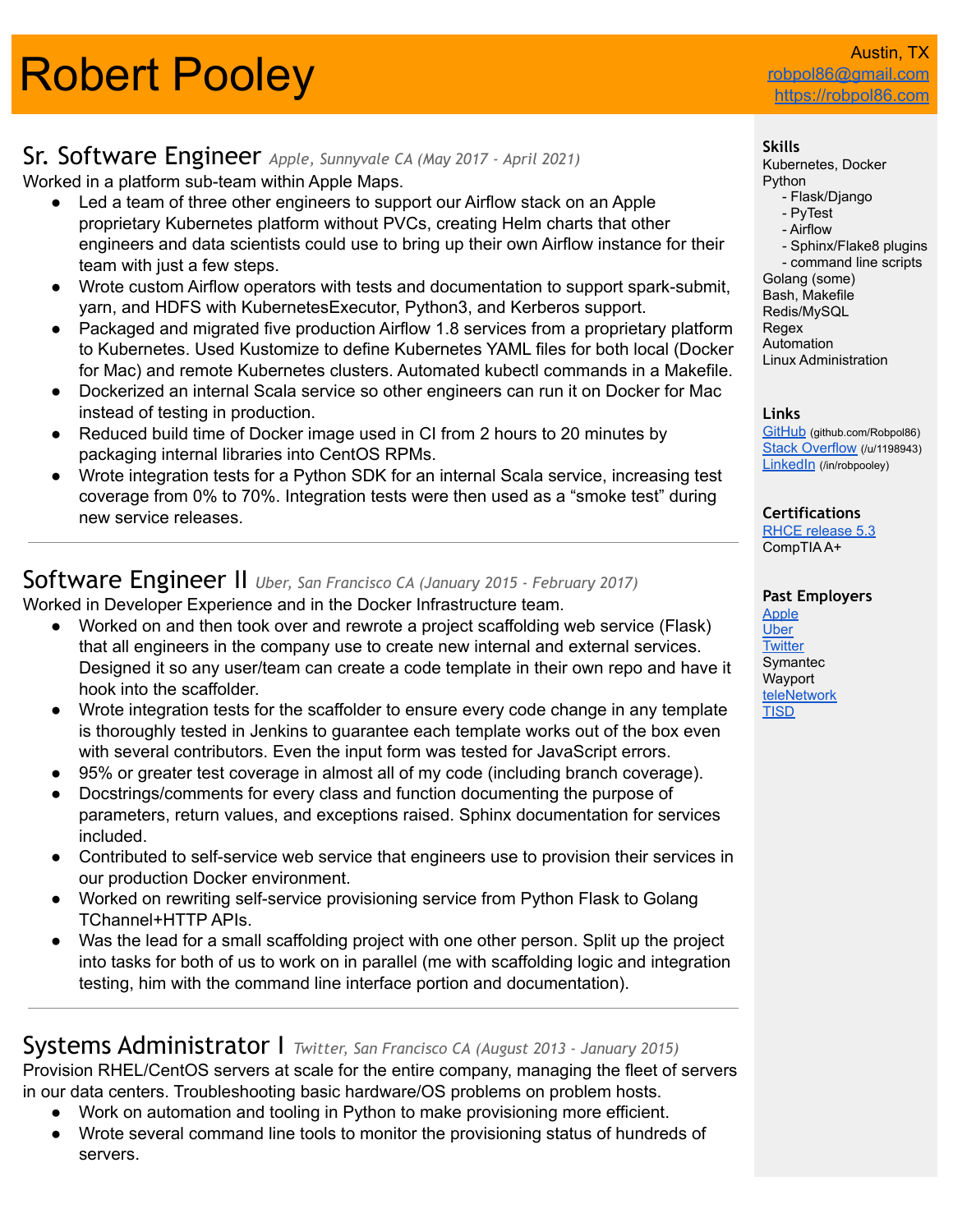# Robert Pooley

Austin, TX
robpol86@gmail.com
https://robpol86.com

## Sr. Software Engineer *Apple, Sunnyvale CA (May 2017 - April 2021)*

Worked in a platform sub-team within Apple Maps.

- Led a team of three other engineers to support our Airflow stack on an Apple proprietary Kubernetes platform without PVCs, creating Helm charts that other engineers and data scientists could use to bring up their own Airflow instance for their team with just a few steps.
- Wrote custom Airflow operators with tests and documentation to support spark-submit, yarn, and HDFS with KubernetesExecutor, Python3, and Kerberos support.
- Packaged and migrated five production Airflow 1.8 services from a proprietary platform to Kubernetes. Used Kustomize to define Kubernetes YAML files for both local (Docker for Mac) and remote Kubernetes clusters. Automated kubectl commands in a Makefile.
- Dockerized an internal Scala service so other engineers can run it on Docker for Mac instead of testing in production.
- Reduced build time of Docker image used in CI from 2 hours to 20 minutes by packaging internal libraries into CentOS RPMs.
- Wrote integration tests for a Python SDK for an internal Scala service, increasing test coverage from 0% to 70%. Integration tests were then used as a “smoke test” during new service releases.

---

## Software Engineer II *Uber, San Francisco CA (January 2015 - February 2017)*

Worked in Developer Experience and in the Docker Infrastructure team.

- Worked on and then took over and rewrote a project scaffolding web service (Flask) that all engineers in the company use to create new internal and external services. Designed it so any user/team can create a code template in their own repo and have it hook into the scaffolder.
- Wrote integration tests for the scaffolder to ensure every code change in any template is thoroughly tested in Jenkins to guarantee each template works out of the box even with several contributors. Even the input form was tested for JavaScript errors.
- 95% or greater test coverage in almost all of my code (including branch coverage).
- Docstrings/comments for every class and function documenting the purpose of parameters, return values, and exceptions raised. Sphinx documentation for services included.
- Contributed to self-service web service that engineers use to provision their services in our production Docker environment.
- Worked on rewriting self-service provisioning service from Python Flask to Golang TChannel+HTTP APIs.
- Was the lead for a small scaffolding project with one other person. Split up the project into tasks for both of us to work on in parallel (me with scaffolding logic and integration testing, him with the command line interface portion and documentation).

---

## Systems Administrator I *Twitter, San Francisco CA (August 2013 - January 2015)*

Provision RHEL/CentOS servers at scale for the entire company, managing the fleet of servers in our data centers. Troubleshooting basic hardware/OS problems on problem hosts.

- Work on automation and tooling in Python to make provisioning more efficient.
- Wrote several command line tools to monitor the provisioning status of hundreds of servers.

### Skills

Kubernetes, Docker
Python
- Flask/Django
- PyTest
- Airflow
- Sphinx/Flake8 plugins
- command line scripts

Golang (some)
Bash, Makefile
Redis/MySQL
Regex
Automation
Linux Administration

### Links

GitHub (github.com/Robpol86)
Stack Overflow (/u/1198943)
LinkedIn (/in/robpooley)

### Certifications

RHCE release 5.3
CompTIA A+

### Past Employers

Apple
Uber
Twitter
Symantec
Wayport
teleNetwork
TISD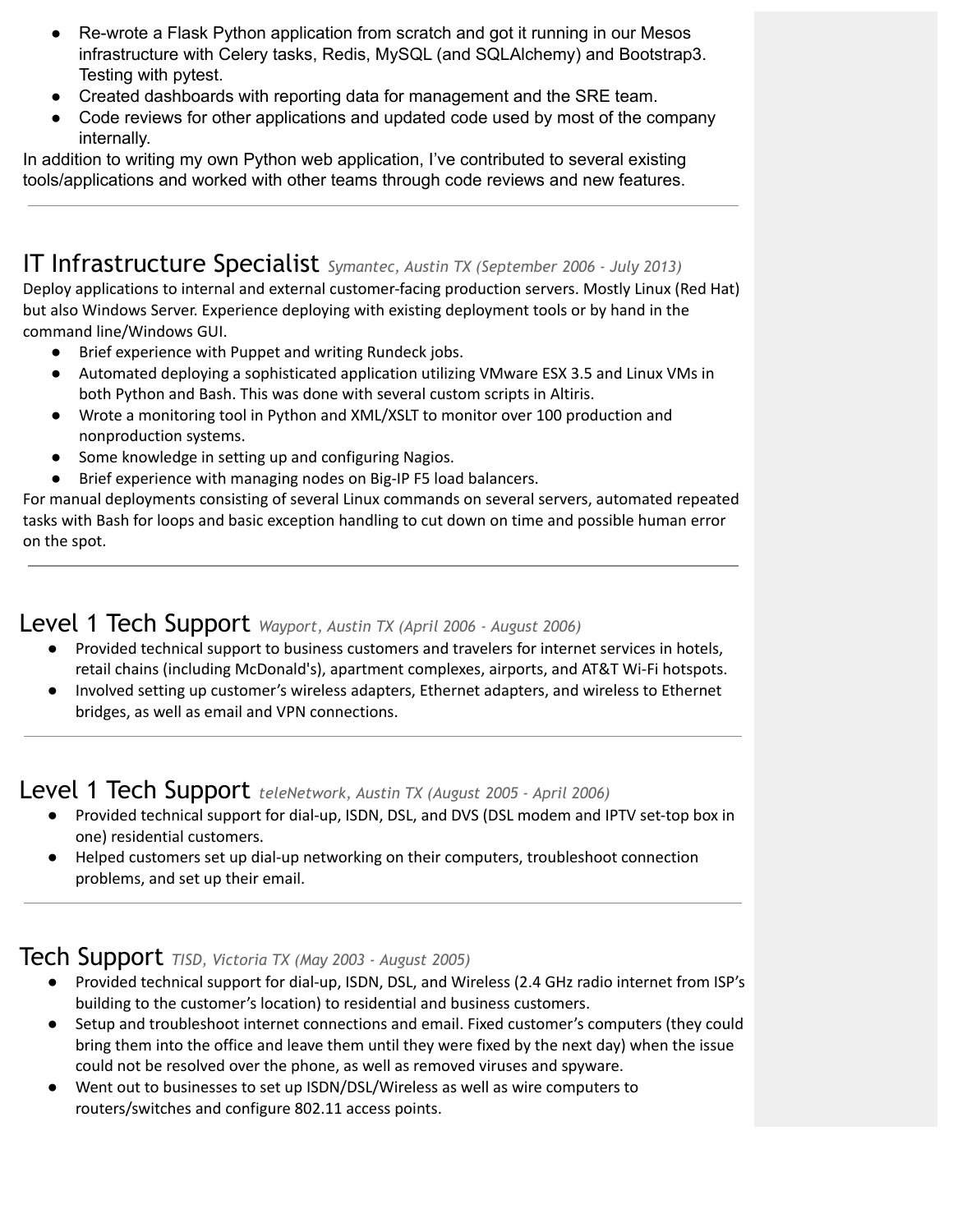- Re-wrote a Flask Python application from scratch and got it running in our Mesos infrastructure with Celery tasks, Redis, MySQL (and SQLAlchemy) and Bootstrap3. Testing with pytest.
- Created dashboards with reporting data for management and the SRE team.
- Code reviews for other applications and updated code used by most of the company internally.

In addition to writing my own Python web application, I've contributed to several existing tools/applications and worked with other teams through code reviews and new features.

---

## IT Infrastructure Specialist *Symantec, Austin TX (September 2006 - July 2013)*

Deploy applications to internal and external customer-facing production servers. Mostly Linux (Red Hat) but also Windows Server. Experience deploying with existing deployment tools or by hand in the command line/Windows GUI.

- Brief experience with Puppet and writing Rundeck jobs.
- Automated deploying a sophisticated application utilizing VMware ESX 3.5 and Linux VMs in both Python and Bash. This was done with several custom scripts in Altiris.
- Wrote a monitoring tool in Python and XML/XSLT to monitor over 100 production and nonproduction systems.
- Some knowledge in setting up and configuring Nagios.
- Brief experience with managing nodes on Big-IP F5 load balancers.

For manual deployments consisting of several Linux commands on several servers, automated repeated tasks with Bash for loops and basic exception handling to cut down on time and possible human error on the spot.

---

## Level 1 Tech Support *Wayport, Austin TX (April 2006 - August 2006)*

- Provided technical support to business customers and travelers for internet services in hotels, retail chains (including McDonald's), apartment complexes, airports, and AT&T Wi-Fi hotspots.
- Involved setting up customer's wireless adapters, Ethernet adapters, and wireless to Ethernet bridges, as well as email and VPN connections.

---

## Level 1 Tech Support *teleNetwork, Austin TX (August 2005 - April 2006)*

- Provided technical support for dial-up, ISDN, DSL, and DVS (DSL modem and IPTV set-top box in one) residential customers.
- Helped customers set up dial-up networking on their computers, troubleshoot connection problems, and set up their email.

---

## Tech Support *TISD, Victoria TX (May 2003 - August 2005)*

- Provided technical support for dial-up, ISDN, DSL, and Wireless (2.4 GHz radio internet from ISP's building to the customer's location) to residential and business customers.
- Setup and troubleshoot internet connections and email. Fixed customer's computers (they could bring them into the office and leave them until they were fixed by the next day) when the issue could not be resolved over the phone, as well as removed viruses and spyware.
- Went out to businesses to set up ISDN/DSL/Wireless as well as wire computers to routers/switches and configure 802.11 access points.